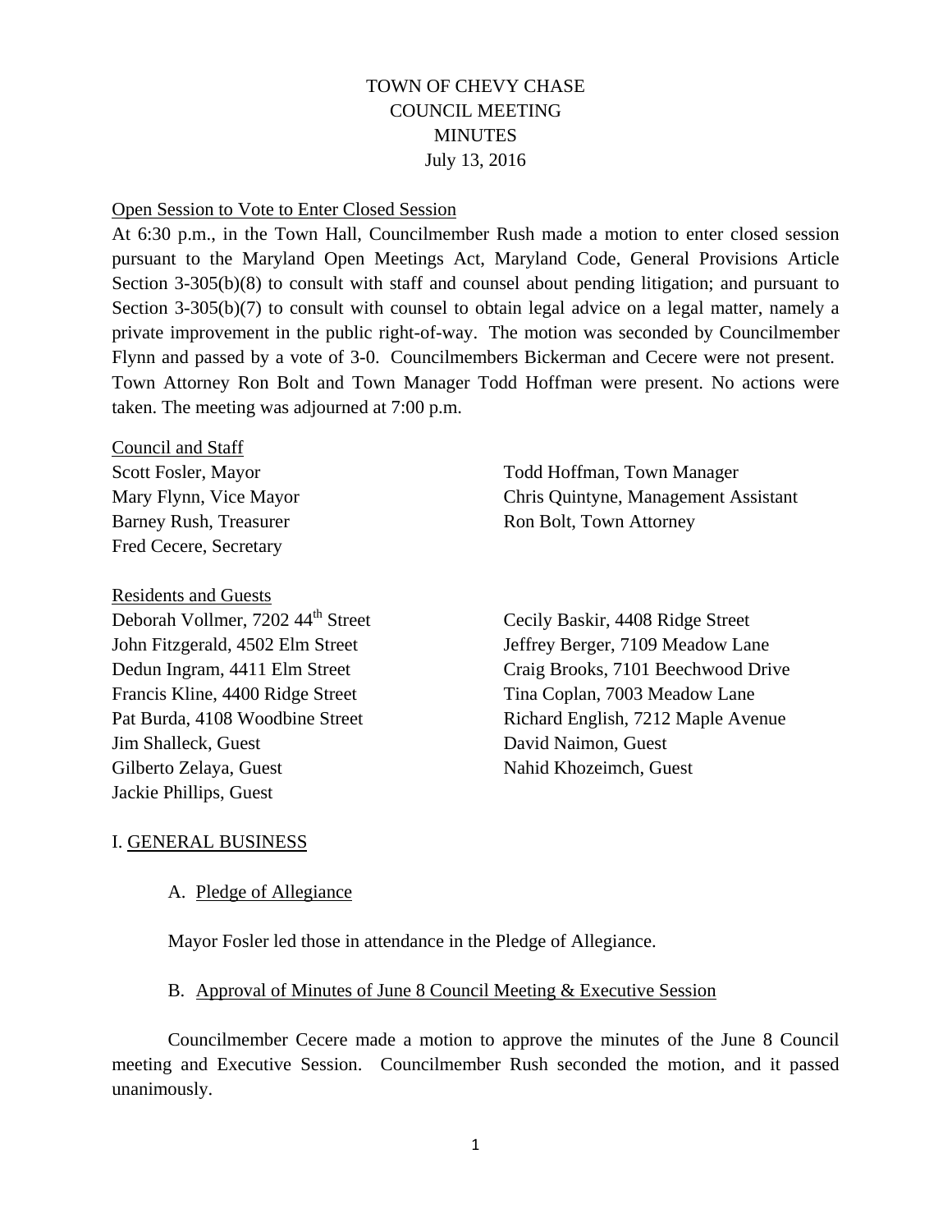# TOWN OF CHEVY CHASE
# COUNCIL MEETING
# MINUTES
July 13, 2016

Open Session to Vote to Enter Closed Session

At 6:30 p.m., in the Town Hall, Councilmember Rush made a motion to enter closed session pursuant to the Maryland Open Meetings Act, Maryland Code, General Provisions Article Section 3-305(b)(8) to consult with staff and counsel about pending litigation; and pursuant to Section 3-305(b)(7) to consult with counsel to obtain legal advice on a legal matter, namely a private improvement in the public right-of-way. The motion was seconded by Councilmember Flynn and passed by a vote of 3-0. Councilmembers Bickerman and Cecere were not present. Town Attorney Ron Bolt and Town Manager Todd Hoffman were present. No actions were taken. The meeting was adjourned at 7:00 p.m.

Council and Staff

Scott Fosler, Mayor
Mary Flynn, Vice Mayor
Barney Rush, Treasurer
Fred Cecere, Secretary

Todd Hoffman, Town Manager
Chris Quintyne, Management Assistant
Ron Bolt, Town Attorney

Residents and Guests

Deborah Vollmer, 7202 44th Street
John Fitzgerald, 4502 Elm Street
Dedun Ingram, 4411 Elm Street
Francis Kline, 4400 Ridge Street
Pat Burda, 4108 Woodbine Street
Jim Shalleck, Guest
Gilberto Zelaya, Guest
Jackie Phillips, Guest

Cecily Baskir, 4408 Ridge Street
Jeffrey Berger, 7109 Meadow Lane
Craig Brooks, 7101 Beechwood Drive
Tina Coplan, 7003 Meadow Lane
Richard English, 7212 Maple Avenue
David Naimon, Guest
Nahid Khozeimch, Guest

## I. GENERAL BUSINESS

### A. Pledge of Allegiance

Mayor Fosler led those in attendance in the Pledge of Allegiance.

### B. Approval of Minutes of June 8 Council Meeting & Executive Session

Councilmember Cecere made a motion to approve the minutes of the June 8 Council meeting and Executive Session. Councilmember Rush seconded the motion, and it passed unanimously.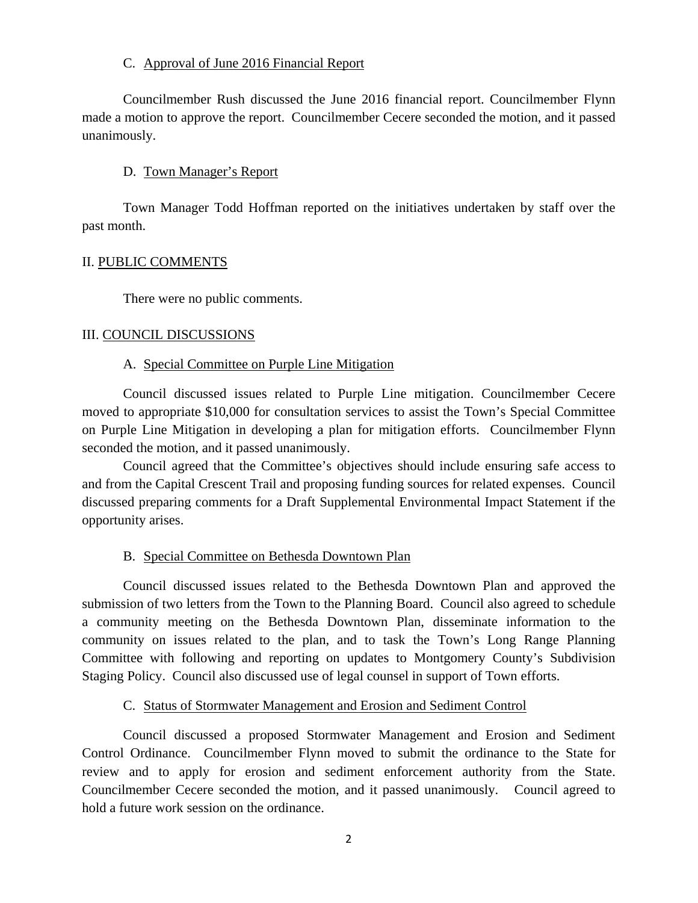C. Approval of June 2016 Financial Report

Councilmember Rush discussed the June 2016 financial report. Councilmember Flynn made a motion to approve the report. Councilmember Cecere seconded the motion, and it passed unanimously.

D. Town Manager's Report

Town Manager Todd Hoffman reported on the initiatives undertaken by staff over the past month.

## II. PUBLIC COMMENTS

There were no public comments.

## III. COUNCIL DISCUSSIONS

A. Special Committee on Purple Line Mitigation

Council discussed issues related to Purple Line mitigation. Councilmember Cecere moved to appropriate $10,000 for consultation services to assist the Town's Special Committee on Purple Line Mitigation in developing a plan for mitigation efforts. Councilmember Flynn seconded the motion, and it passed unanimously.

Council agreed that the Committee's objectives should include ensuring safe access to and from the Capital Crescent Trail and proposing funding sources for related expenses. Council discussed preparing comments for a Draft Supplemental Environmental Impact Statement if the opportunity arises.

B. Special Committee on Bethesda Downtown Plan

Council discussed issues related to the Bethesda Downtown Plan and approved the submission of two letters from the Town to the Planning Board. Council also agreed to schedule a community meeting on the Bethesda Downtown Plan, disseminate information to the community on issues related to the plan, and to task the Town's Long Range Planning Committee with following and reporting on updates to Montgomery County's Subdivision Staging Policy. Council also discussed use of legal counsel in support of Town efforts.

C. Status of Stormwater Management and Erosion and Sediment Control

Council discussed a proposed Stormwater Management and Erosion and Sediment Control Ordinance. Councilmember Flynn moved to submit the ordinance to the State for review and to apply for erosion and sediment enforcement authority from the State. Councilmember Cecere seconded the motion, and it passed unanimously. Council agreed to hold a future work session on the ordinance.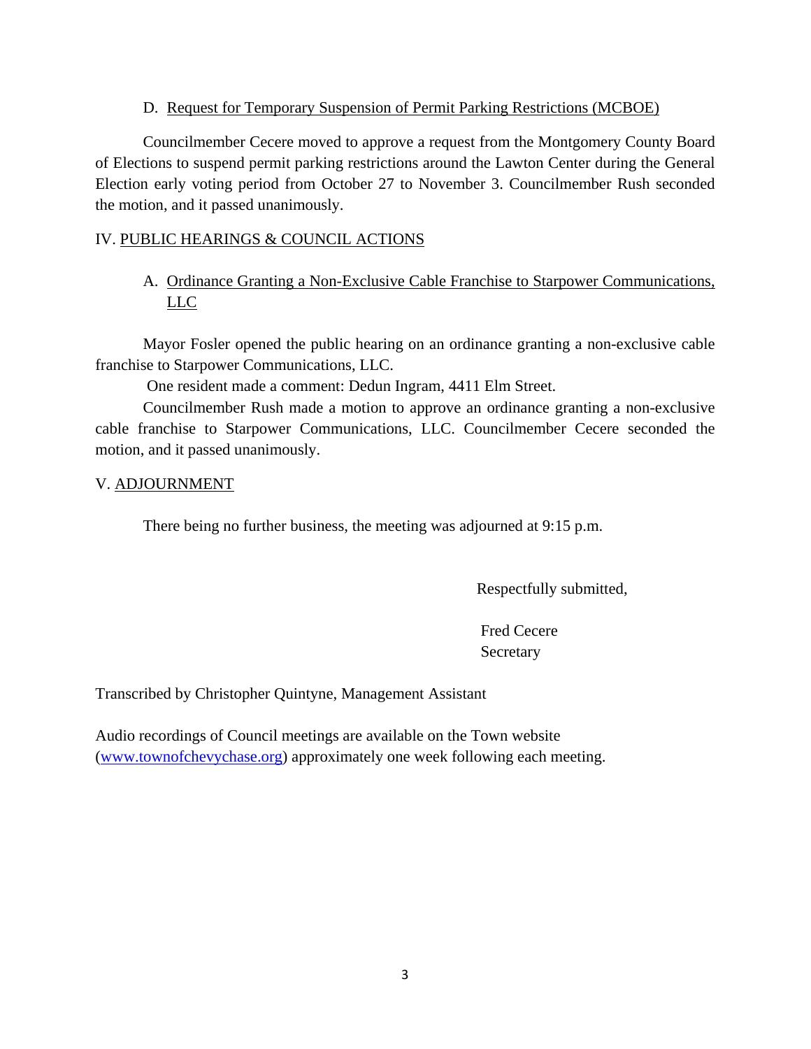D. Request for Temporary Suspension of Permit Parking Restrictions (MCBOE)

Councilmember Cecere moved to approve a request from the Montgomery County Board of Elections to suspend permit parking restrictions around the Lawton Center during the General Election early voting period from October 27 to November 3. Councilmember Rush seconded the motion, and it passed unanimously.

## IV. PUBLIC HEARINGS & COUNCIL ACTIONS

A. Ordinance Granting a Non-Exclusive Cable Franchise to Starpower Communications, LLC

Mayor Fosler opened the public hearing on an ordinance granting a non-exclusive cable franchise to Starpower Communications, LLC.

One resident made a comment: Dedun Ingram, 4411 Elm Street.

Councilmember Rush made a motion to approve an ordinance granting a non-exclusive cable franchise to Starpower Communications, LLC. Councilmember Cecere seconded the motion, and it passed unanimously.

## V. ADJOURNMENT

There being no further business, the meeting was adjourned at 9:15 p.m.

Respectfully submitted,

Fred Cecere
Secretary

Transcribed by Christopher Quintyne, Management Assistant

Audio recordings of Council meetings are available on the Town website (www.townofchevychase.org) approximately one week following each meeting.